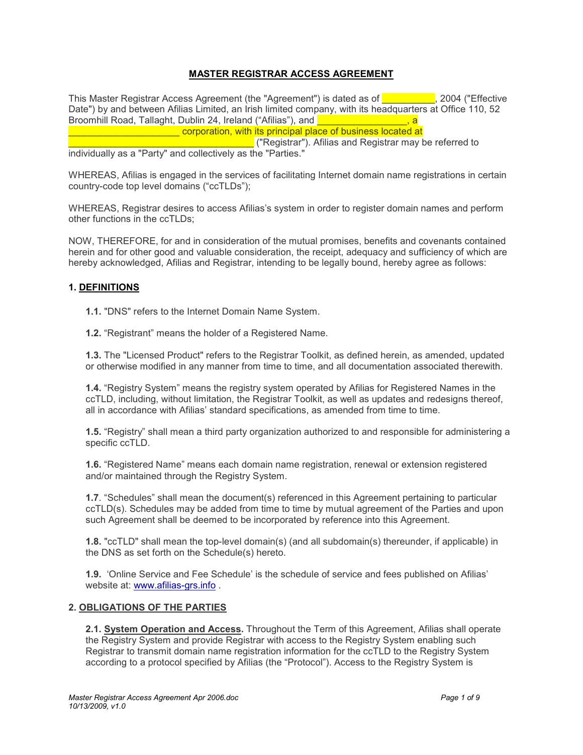# MASTER REGISTRAR ACCESS AGREEMENT

This Master Registrar Access Agreement (the "Agreement") is dated as of __________, 2004 ("Effective Date") by and between Afilias Limited, an Irish limited company, with its headquarters at Office 110, 52 Broomhill Road, Tallaght, Dublin 24, Ireland ("Afilias"), and _________________, a _____________________ corporation, with its principal place of business located at __________________________________ ("Registrar"). Afilias and Registrar may be referred to individually as a "Party" and collectively as the "Parties."

WHEREAS, Afilias is engaged in the services of facilitating Internet domain name registrations in certain country-code top level domains ("ccTLDs");

WHEREAS, Registrar desires to access Afilias's system in order to register domain names and perform other functions in the ccTLDs;

NOW, THEREFORE, for and in consideration of the mutual promises, benefits and covenants contained herein and for other good and valuable consideration, the receipt, adequacy and sufficiency of which are hereby acknowledged, Afilias and Registrar, intending to be legally bound, hereby agree as follows:

## 1. DEFINITIONS

**1.1.** "DNS" refers to the Internet Domain Name System.

**1.2.** "Registrant" means the holder of a Registered Name.

**1.3.** The "Licensed Product" refers to the Registrar Toolkit, as defined herein, as amended, updated or otherwise modified in any manner from time to time, and all documentation associated therewith.

**1.4.** "Registry System" means the registry system operated by Afilias for Registered Names in the ccTLD, including, without limitation, the Registrar Toolkit, as well as updates and redesigns thereof, all in accordance with Afilias' standard specifications, as amended from time to time.

**1.5.** "Registry" shall mean a third party organization authorized to and responsible for administering a specific ccTLD.

**1.6.** "Registered Name" means each domain name registration, renewal or extension registered and/or maintained through the Registry System.

**1.7**. "Schedules" shall mean the document(s) referenced in this Agreement pertaining to particular ccTLD(s). Schedules may be added from time to time by mutual agreement of the Parties and upon such Agreement shall be deemed to be incorporated by reference into this Agreement.

**1.8.** "ccTLD" shall mean the top-level domain(s) (and all subdomain(s) thereunder, if applicable) in the DNS as set forth on the Schedule(s) hereto.

**1.9.** 'Online Service and Fee Schedule' is the schedule of service and fees published on Afilias' website at: www.afilias-grs.info .

## 2. OBLIGATIONS OF THE PARTIES

**2.1. System Operation and Access.** Throughout the Term of this Agreement, Afilias shall operate the Registry System and provide Registrar with access to the Registry System enabling such Registrar to transmit domain name registration information for the ccTLD to the Registry System according to a protocol specified by Afilias (the "Protocol"). Access to the Registry System is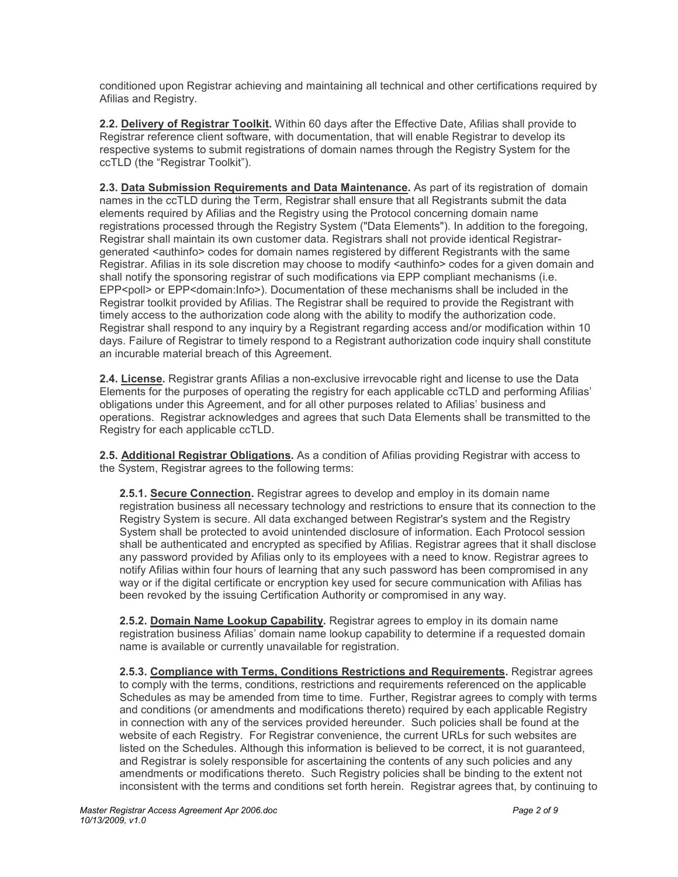conditioned upon Registrar achieving and maintaining all technical and other certifications required by Afilias and Registry.

**2.2. Delivery of Registrar Toolkit.** Within 60 days after the Effective Date, Afilias shall provide to Registrar reference client software, with documentation, that will enable Registrar to develop its respective systems to submit registrations of domain names through the Registry System for the ccTLD (the "Registrar Toolkit").

**2.3. Data Submission Requirements and Data Maintenance.** As part of its registration of domain names in the ccTLD during the Term, Registrar shall ensure that all Registrants submit the data elements required by Afilias and the Registry using the Protocol concerning domain name registrations processed through the Registry System ("Data Elements"). In addition to the foregoing, Registrar shall maintain its own customer data. Registrars shall not provide identical Registrar-generated <authinfo> codes for domain names registered by different Registrants with the same Registrar. Afilias in its sole discretion may choose to modify <authinfo> codes for a given domain and shall notify the sponsoring registrar of such modifications via EPP compliant mechanisms (i.e. EPP<poll> or EPP<domain:Info>). Documentation of these mechanisms shall be included in the Registrar toolkit provided by Afilias. The Registrar shall be required to provide the Registrant with timely access to the authorization code along with the ability to modify the authorization code. Registrar shall respond to any inquiry by a Registrant regarding access and/or modification within 10 days. Failure of Registrar to timely respond to a Registrant authorization code inquiry shall constitute an incurable material breach of this Agreement.

**2.4. License.** Registrar grants Afilias a non-exclusive irrevocable right and license to use the Data Elements for the purposes of operating the registry for each applicable ccTLD and performing Afilias' obligations under this Agreement, and for all other purposes related to Afilias' business and operations. Registrar acknowledges and agrees that such Data Elements shall be transmitted to the Registry for each applicable ccTLD.

**2.5. Additional Registrar Obligations.** As a condition of Afilias providing Registrar with access to the System, Registrar agrees to the following terms:

**2.5.1. Secure Connection.** Registrar agrees to develop and employ in its domain name registration business all necessary technology and restrictions to ensure that its connection to the Registry System is secure. All data exchanged between Registrar's system and the Registry System shall be protected to avoid unintended disclosure of information. Each Protocol session shall be authenticated and encrypted as specified by Afilias. Registrar agrees that it shall disclose any password provided by Afilias only to its employees with a need to know. Registrar agrees to notify Afilias within four hours of learning that any such password has been compromised in any way or if the digital certificate or encryption key used for secure communication with Afilias has been revoked by the issuing Certification Authority or compromised in any way.

**2.5.2. Domain Name Lookup Capability.** Registrar agrees to employ in its domain name registration business Afilias' domain name lookup capability to determine if a requested domain name is available or currently unavailable for registration.

**2.5.3. Compliance with Terms, Conditions Restrictions and Requirements.** Registrar agrees to comply with the terms, conditions, restrictions and requirements referenced on the applicable Schedules as may be amended from time to time. Further, Registrar agrees to comply with terms and conditions (or amendments and modifications thereto) required by each applicable Registry in connection with any of the services provided hereunder. Such policies shall be found at the website of each Registry. For Registrar convenience, the current URLs for such websites are listed on the Schedules. Although this information is believed to be correct, it is not guaranteed, and Registrar is solely responsible for ascertaining the contents of any such policies and any amendments or modifications thereto. Such Registry policies shall be binding to the extent not inconsistent with the terms and conditions set forth herein. Registrar agrees that, by continuing to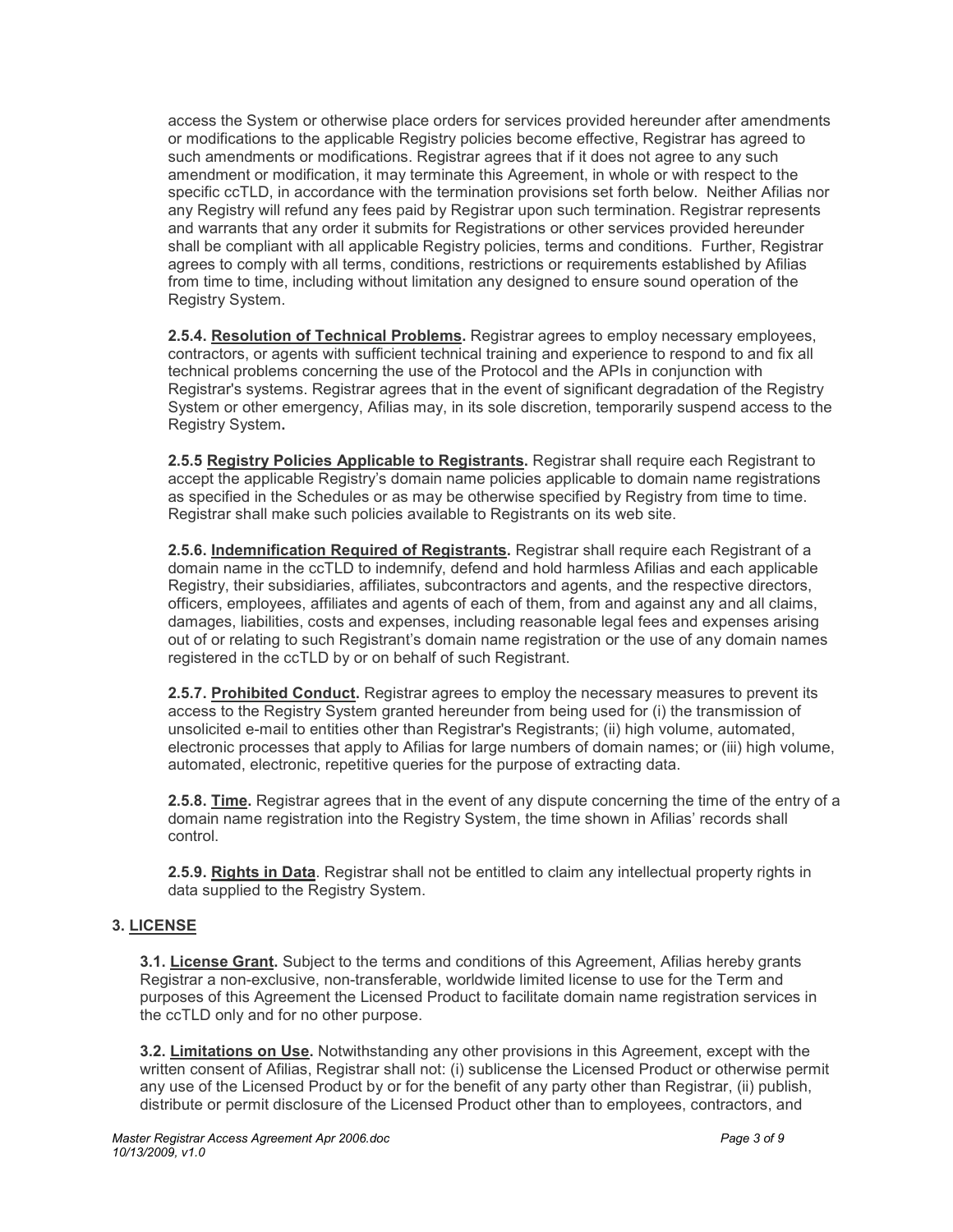access the System or otherwise place orders for services provided hereunder after amendments or modifications to the applicable Registry policies become effective, Registrar has agreed to such amendments or modifications. Registrar agrees that if it does not agree to any such amendment or modification, it may terminate this Agreement, in whole or with respect to the specific ccTLD, in accordance with the termination provisions set forth below. Neither Afilias nor any Registry will refund any fees paid by Registrar upon such termination. Registrar represents and warrants that any order it submits for Registrations or other services provided hereunder shall be compliant with all applicable Registry policies, terms and conditions. Further, Registrar agrees to comply with all terms, conditions, restrictions or requirements established by Afilias from time to time, including without limitation any designed to ensure sound operation of the Registry System.

**2.5.4. Resolution of Technical Problems.** Registrar agrees to employ necessary employees, contractors, or agents with sufficient technical training and experience to respond to and fix all technical problems concerning the use of the Protocol and the APIs in conjunction with Registrar's systems. Registrar agrees that in the event of significant degradation of the Registry System or other emergency, Afilias may, in its sole discretion, temporarily suspend access to the Registry System.

**2.5.5 Registry Policies Applicable to Registrants.** Registrar shall require each Registrant to accept the applicable Registry's domain name policies applicable to domain name registrations as specified in the Schedules or as may be otherwise specified by Registry from time to time. Registrar shall make such policies available to Registrants on its web site.

**2.5.6. Indemnification Required of Registrants.** Registrar shall require each Registrant of a domain name in the ccTLD to indemnify, defend and hold harmless Afilias and each applicable Registry, their subsidiaries, affiliates, subcontractors and agents, and the respective directors, officers, employees, affiliates and agents of each of them, from and against any and all claims, damages, liabilities, costs and expenses, including reasonable legal fees and expenses arising out of or relating to such Registrant's domain name registration or the use of any domain names registered in the ccTLD by or on behalf of such Registrant.

**2.5.7. Prohibited Conduct.** Registrar agrees to employ the necessary measures to prevent its access to the Registry System granted hereunder from being used for (i) the transmission of unsolicited e-mail to entities other than Registrar's Registrants; (ii) high volume, automated, electronic processes that apply to Afilias for large numbers of domain names; or (iii) high volume, automated, electronic, repetitive queries for the purpose of extracting data.

**2.5.8. Time.** Registrar agrees that in the event of any dispute concerning the time of the entry of a domain name registration into the Registry System, the time shown in Afilias' records shall control.

**2.5.9. Rights in Data**. Registrar shall not be entitled to claim any intellectual property rights in data supplied to the Registry System.

## 3. LICENSE

**3.1. License Grant.** Subject to the terms and conditions of this Agreement, Afilias hereby grants Registrar a non-exclusive, non-transferable, worldwide limited license to use for the Term and purposes of this Agreement the Licensed Product to facilitate domain name registration services in the ccTLD only and for no other purpose.

**3.2. Limitations on Use.** Notwithstanding any other provisions in this Agreement, except with the written consent of Afilias, Registrar shall not: (i) sublicense the Licensed Product or otherwise permit any use of the Licensed Product by or for the benefit of any party other than Registrar, (ii) publish, distribute or permit disclosure of the Licensed Product other than to employees, contractors, and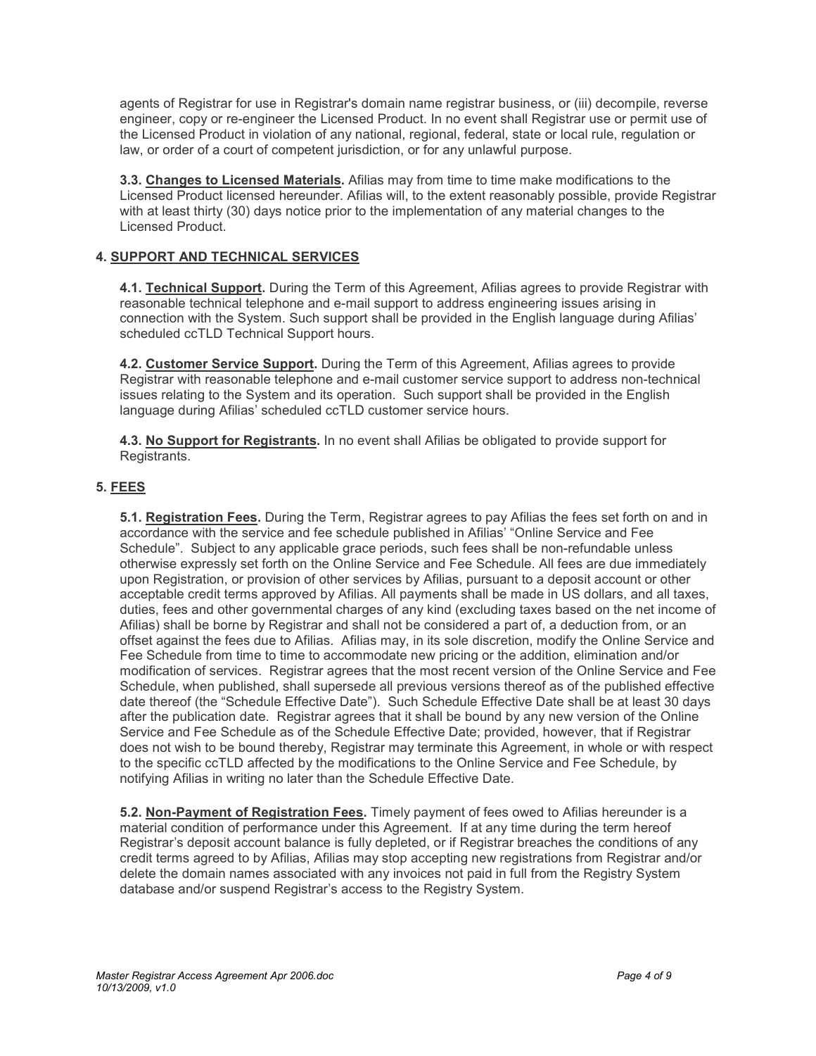agents of Registrar for use in Registrar's domain name registrar business, or (iii) decompile, reverse engineer, copy or re-engineer the Licensed Product. In no event shall Registrar use or permit use of the Licensed Product in violation of any national, regional, federal, state or local rule, regulation or law, or order of a court of competent jurisdiction, or for any unlawful purpose.

**3.3. Changes to Licensed Materials.** Afilias may from time to time make modifications to the Licensed Product licensed hereunder. Afilias will, to the extent reasonably possible, provide Registrar with at least thirty (30) days notice prior to the implementation of any material changes to the Licensed Product.

## 4. SUPPORT AND TECHNICAL SERVICES

**4.1. Technical Support.** During the Term of this Agreement, Afilias agrees to provide Registrar with reasonable technical telephone and e-mail support to address engineering issues arising in connection with the System. Such support shall be provided in the English language during Afilias' scheduled ccTLD Technical Support hours.

**4.2. Customer Service Support.** During the Term of this Agreement, Afilias agrees to provide Registrar with reasonable telephone and e-mail customer service support to address non-technical issues relating to the System and its operation. Such support shall be provided in the English language during Afilias' scheduled ccTLD customer service hours.

**4.3. No Support for Registrants.** In no event shall Afilias be obligated to provide support for Registrants.

## 5. FEES

**5.1. Registration Fees.** During the Term, Registrar agrees to pay Afilias the fees set forth on and in accordance with the service and fee schedule published in Afilias' "Online Service and Fee Schedule". Subject to any applicable grace periods, such fees shall be non-refundable unless otherwise expressly set forth on the Online Service and Fee Schedule. All fees are due immediately upon Registration, or provision of other services by Afilias, pursuant to a deposit account or other acceptable credit terms approved by Afilias. All payments shall be made in US dollars, and all taxes, duties, fees and other governmental charges of any kind (excluding taxes based on the net income of Afilias) shall be borne by Registrar and shall not be considered a part of, a deduction from, or an offset against the fees due to Afilias. Afilias may, in its sole discretion, modify the Online Service and Fee Schedule from time to time to accommodate new pricing or the addition, elimination and/or modification of services. Registrar agrees that the most recent version of the Online Service and Fee Schedule, when published, shall supersede all previous versions thereof as of the published effective date thereof (the "Schedule Effective Date"). Such Schedule Effective Date shall be at least 30 days after the publication date. Registrar agrees that it shall be bound by any new version of the Online Service and Fee Schedule as of the Schedule Effective Date; provided, however, that if Registrar does not wish to be bound thereby, Registrar may terminate this Agreement, in whole or with respect to the specific ccTLD affected by the modifications to the Online Service and Fee Schedule, by notifying Afilias in writing no later than the Schedule Effective Date.

**5.2. Non-Payment of Registration Fees.** Timely payment of fees owed to Afilias hereunder is a material condition of performance under this Agreement. If at any time during the term hereof Registrar's deposit account balance is fully depleted, or if Registrar breaches the conditions of any credit terms agreed to by Afilias, Afilias may stop accepting new registrations from Registrar and/or delete the domain names associated with any invoices not paid in full from the Registry System database and/or suspend Registrar's access to the Registry System.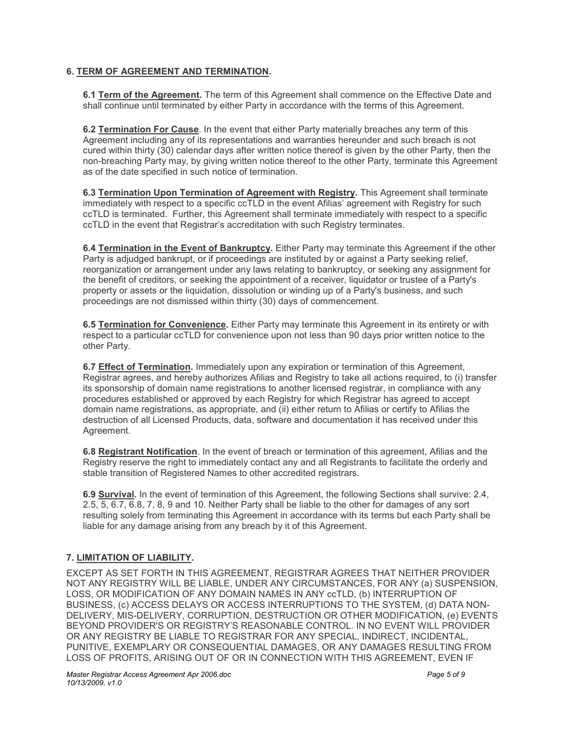## 6. TERM OF AGREEMENT AND TERMINATION.

**6.1 Term of the Agreement.** The term of this Agreement shall commence on the Effective Date and shall continue until terminated by either Party in accordance with the terms of this Agreement.

**6.2 Termination For Cause**. In the event that either Party materially breaches any term of this Agreement including any of its representations and warranties hereunder and such breach is not cured within thirty (30) calendar days after written notice thereof is given by the other Party, then the non-breaching Party may, by giving written notice thereof to the other Party, terminate this Agreement as of the date specified in such notice of termination.

**6.3 Termination Upon Termination of Agreement with Registry.** This Agreement shall terminate immediately with respect to a specific ccTLD in the event Afilias' agreement with Registry for such ccTLD is terminated. Further, this Agreement shall terminate immediately with respect to a specific ccTLD in the event that Registrar's accreditation with such Registry terminates.

**6.4 Termination in the Event of Bankruptcy.** Either Party may terminate this Agreement if the other Party is adjudged bankrupt, or if proceedings are instituted by or against a Party seeking relief, reorganization or arrangement under any laws relating to bankruptcy, or seeking any assignment for the benefit of creditors, or seeking the appointment of a receiver, liquidator or trustee of a Party's property or assets or the liquidation, dissolution or winding up of a Party's business, and such proceedings are not dismissed within thirty (30) days of commencement.

**6.5 Termination for Convenience.** Either Party may terminate this Agreement in its entirety or with respect to a particular ccTLD for convenience upon not less than 90 days prior written notice to the other Party.

**6.7 Effect of Termination.** Immediately upon any expiration or termination of this Agreement, Registrar agrees, and hereby authorizes Afilias and Registry to take all actions required, to (i) transfer its sponsorship of domain name registrations to another licensed registrar, in compliance with any procedures established or approved by each Registry for which Registrar has agreed to accept domain name registrations, as appropriate, and (ii) either return to Afilias or certify to Afilias the destruction of all Licensed Products, data, software and documentation it has received under this Agreement.

**6.8 Registrant Notification**. In the event of breach or termination of this agreement, Afilias and the Registry reserve the right to immediately contact any and all Registrants to facilitate the orderly and stable transition of Registered Names to other accredited registrars.

**6.9 Survival.** In the event of termination of this Agreement, the following Sections shall survive: 2.4, 2.5, 5, 6.7, 6.8, 7, 8, 9 and 10. Neither Party shall be liable to the other for damages of any sort resulting solely from terminating this Agreement in accordance with its terms but each Party shall be liable for any damage arising from any breach by it of this Agreement.

## 7. LIMITATION OF LIABILITY.

EXCEPT AS SET FORTH IN THIS AGREEMENT, REGISTRAR AGREES THAT NEITHER PROVIDER NOT ANY REGISTRY WILL BE LIABLE, UNDER ANY CIRCUMSTANCES, FOR ANY (a) SUSPENSION, LOSS, OR MODIFICATION OF ANY DOMAIN NAMES IN ANY ccTLD, (b) INTERRUPTION OF BUSINESS, (c) ACCESS DELAYS OR ACCESS INTERRUPTIONS TO THE SYSTEM, (d) DATA NON-DELIVERY, MIS-DELIVERY, CORRUPTION, DESTRUCTION OR OTHER MODIFICATION, (e) EVENTS BEYOND PROVIDER'S OR REGISTRY'S REASONABLE CONTROL. IN NO EVENT WILL PROVIDER OR ANY REGISTRY BE LIABLE TO REGISTRAR FOR ANY SPECIAL, INDIRECT, INCIDENTAL, PUNITIVE, EXEMPLARY OR CONSEQUENTIAL DAMAGES, OR ANY DAMAGES RESULTING FROM LOSS OF PROFITS, ARISING OUT OF OR IN CONNECTION WITH THIS AGREEMENT, EVEN IF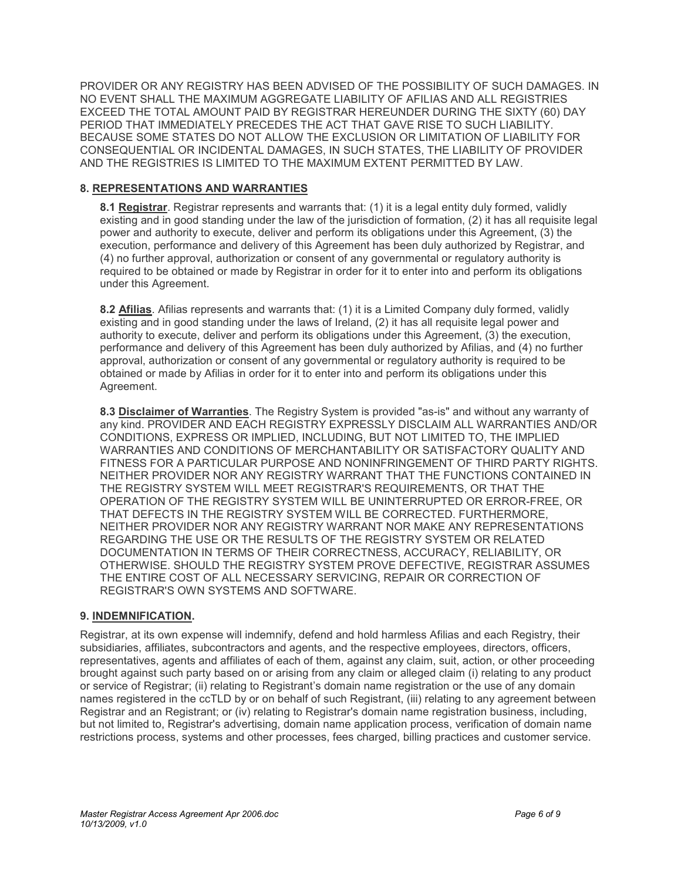PROVIDER OR ANY REGISTRY HAS BEEN ADVISED OF THE POSSIBILITY OF SUCH DAMAGES. IN NO EVENT SHALL THE MAXIMUM AGGREGATE LIABILITY OF AFILIAS AND ALL REGISTRIES EXCEED THE TOTAL AMOUNT PAID BY REGISTRAR HEREUNDER DURING THE SIXTY (60) DAY PERIOD THAT IMMEDIATELY PRECEDES THE ACT THAT GAVE RISE TO SUCH LIABILITY. BECAUSE SOME STATES DO NOT ALLOW THE EXCLUSION OR LIMITATION OF LIABILITY FOR CONSEQUENTIAL OR INCIDENTAL DAMAGES, IN SUCH STATES, THE LIABILITY OF PROVIDER AND THE REGISTRIES IS LIMITED TO THE MAXIMUM EXTENT PERMITTED BY LAW.

### 8. REPRESENTATIONS AND WARRANTIES

**8.1 Registrar**. Registrar represents and warrants that: (1) it is a legal entity duly formed, validly existing and in good standing under the law of the jurisdiction of formation, (2) it has all requisite legal power and authority to execute, deliver and perform its obligations under this Agreement, (3) the execution, performance and delivery of this Agreement has been duly authorized by Registrar, and (4) no further approval, authorization or consent of any governmental or regulatory authority is required to be obtained or made by Registrar in order for it to enter into and perform its obligations under this Agreement.

**8.2 Afilias**. Afilias represents and warrants that: (1) it is a Limited Company duly formed, validly existing and in good standing under the laws of Ireland, (2) it has all requisite legal power and authority to execute, deliver and perform its obligations under this Agreement, (3) the execution, performance and delivery of this Agreement has been duly authorized by Afilias, and (4) no further approval, authorization or consent of any governmental or regulatory authority is required to be obtained or made by Afilias in order for it to enter into and perform its obligations under this Agreement.

**8.3 Disclaimer of Warranties**. The Registry System is provided "as-is" and without any warranty of any kind. PROVIDER AND EACH REGISTRY EXPRESSLY DISCLAIM ALL WARRANTIES AND/OR CONDITIONS, EXPRESS OR IMPLIED, INCLUDING, BUT NOT LIMITED TO, THE IMPLIED WARRANTIES AND CONDITIONS OF MERCHANTABILITY OR SATISFACTORY QUALITY AND FITNESS FOR A PARTICULAR PURPOSE AND NONINFRINGEMENT OF THIRD PARTY RIGHTS. NEITHER PROVIDER NOR ANY REGISTRY WARRANT THAT THE FUNCTIONS CONTAINED IN THE REGISTRY SYSTEM WILL MEET REGISTRAR'S REQUIREMENTS, OR THAT THE OPERATION OF THE REGISTRY SYSTEM WILL BE UNINTERRUPTED OR ERROR-FREE, OR THAT DEFECTS IN THE REGISTRY SYSTEM WILL BE CORRECTED. FURTHERMORE, NEITHER PROVIDER NOR ANY REGISTRY WARRANT NOR MAKE ANY REPRESENTATIONS REGARDING THE USE OR THE RESULTS OF THE REGISTRY SYSTEM OR RELATED DOCUMENTATION IN TERMS OF THEIR CORRECTNESS, ACCURACY, RELIABILITY, OR OTHERWISE. SHOULD THE REGISTRY SYSTEM PROVE DEFECTIVE, REGISTRAR ASSUMES THE ENTIRE COST OF ALL NECESSARY SERVICING, REPAIR OR CORRECTION OF REGISTRAR'S OWN SYSTEMS AND SOFTWARE.

### 9. INDEMNIFICATION.

Registrar, at its own expense will indemnify, defend and hold harmless Afilias and each Registry, their subsidiaries, affiliates, subcontractors and agents, and the respective employees, directors, officers, representatives, agents and affiliates of each of them, against any claim, suit, action, or other proceeding brought against such party based on or arising from any claim or alleged claim (i) relating to any product or service of Registrar; (ii) relating to Registrant's domain name registration or the use of any domain names registered in the ccTLD by or on behalf of such Registrant, (iii) relating to any agreement between Registrar and an Registrant; or (iv) relating to Registrar's domain name registration business, including, but not limited to, Registrar's advertising, domain name application process, verification of domain name restrictions process, systems and other processes, fees charged, billing practices and customer service.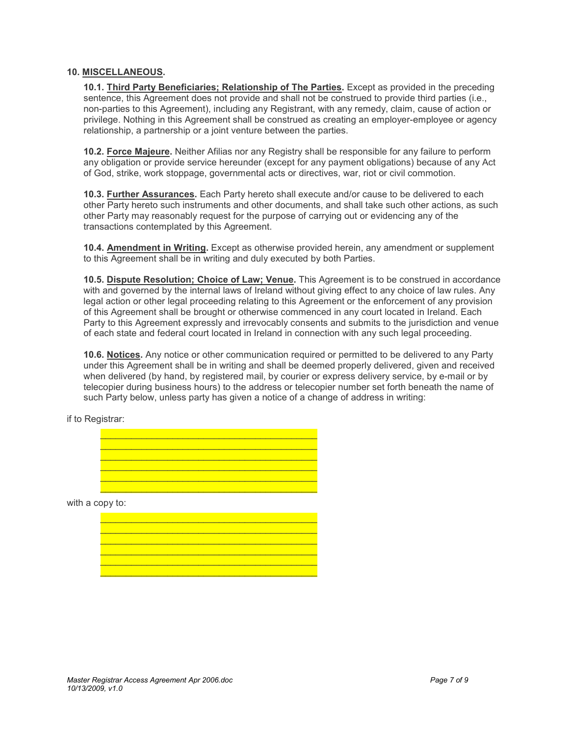## 10. MISCELLANEOUS.

**10.1. Third Party Beneficiaries; Relationship of The Parties.** Except as provided in the preceding sentence, this Agreement does not provide and shall not be construed to provide third parties (i.e., non-parties to this Agreement), including any Registrant, with any remedy, claim, cause of action or privilege. Nothing in this Agreement shall be construed as creating an employer-employee or agency relationship, a partnership or a joint venture between the parties.

**10.2. Force Majeure.** Neither Afilias nor any Registry shall be responsible for any failure to perform any obligation or provide service hereunder (except for any payment obligations) because of any Act of God, strike, work stoppage, governmental acts or directives, war, riot or civil commotion.

**10.3. Further Assurances.** Each Party hereto shall execute and/or cause to be delivered to each other Party hereto such instruments and other documents, and shall take such other actions, as such other Party may reasonably request for the purpose of carrying out or evidencing any of the transactions contemplated by this Agreement.

**10.4. Amendment in Writing.** Except as otherwise provided herein, any amendment or supplement to this Agreement shall be in writing and duly executed by both Parties.

**10.5. Dispute Resolution; Choice of Law; Venue.** This Agreement is to be construed in accordance with and governed by the internal laws of Ireland without giving effect to any choice of law rules. Any legal action or other legal proceeding relating to this Agreement or the enforcement of any provision of this Agreement shall be brought or otherwise commenced in any court located in Ireland. Each Party to this Agreement expressly and irrevocably consents and submits to the jurisdiction and venue of each state and federal court located in Ireland in connection with any such legal proceeding.

**10.6. Notices.** Any notice or other communication required or permitted to be delivered to any Party under this Agreement shall be in writing and shall be deemed properly delivered, given and received when delivered (by hand, by registered mail, by courier or express delivery service, by e-mail or by telecopier during business hours) to the address or telecopier number set forth beneath the name of such Party below, unless party has given a notice of a change of address in writing:

if to Registrar:

\_\_\_\_\_\_\_\_\_\_\_\_\_\_\_\_\_\_\_\_\_\_\_\_\_\_\_\_\_\_\_\_\_\_\_\_\_\_\_\_
\_\_\_\_\_\_\_\_\_\_\_\_\_\_\_\_\_\_\_\_\_\_\_\_\_\_\_\_\_\_\_\_\_\_\_\_\_\_\_\_
\_\_\_\_\_\_\_\_\_\_\_\_\_\_\_\_\_\_\_\_\_\_\_\_\_\_\_\_\_\_\_\_\_\_\_\_\_\_\_\_
\_\_\_\_\_\_\_\_\_\_\_\_\_\_\_\_\_\_\_\_\_\_\_\_\_\_\_\_\_\_\_\_\_\_\_\_\_\_\_\_
\_\_\_\_\_\_\_\_\_\_\_\_\_\_\_\_\_\_\_\_\_\_\_\_\_\_\_\_\_\_\_\_\_\_\_\_\_\_\_\_
\_\_\_\_\_\_\_\_\_\_\_\_\_\_\_\_\_\_\_\_\_\_\_\_\_\_\_\_\_\_\_\_\_\_\_\_\_\_\_\_

with a copy to:

\_\_\_\_\_\_\_\_\_\_\_\_\_\_\_\_\_\_\_\_\_\_\_\_\_\_\_\_\_\_\_\_\_\_\_\_\_\_\_\_
\_\_\_\_\_\_\_\_\_\_\_\_\_\_\_\_\_\_\_\_\_\_\_\_\_\_\_\_\_\_\_\_\_\_\_\_\_\_\_\_
\_\_\_\_\_\_\_\_\_\_\_\_\_\_\_\_\_\_\_\_\_\_\_\_\_\_\_\_\_\_\_\_\_\_\_\_\_\_\_\_
\_\_\_\_\_\_\_\_\_\_\_\_\_\_\_\_\_\_\_\_\_\_\_\_\_\_\_\_\_\_\_\_\_\_\_\_\_\_\_\_
\_\_\_\_\_\_\_\_\_\_\_\_\_\_\_\_\_\_\_\_\_\_\_\_\_\_\_\_\_\_\_\_\_\_\_\_\_\_\_\_
\_\_\_\_\_\_\_\_\_\_\_\_\_\_\_\_\_\_\_\_\_\_\_\_\_\_\_\_\_\_\_\_\_\_\_\_\_\_\_\_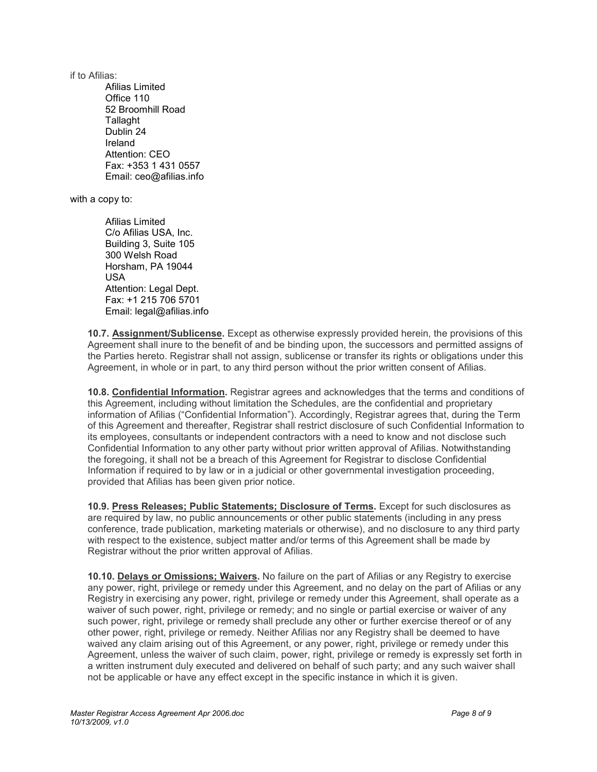if to Afilias:

Afilias Limited
Office 110
52 Broomhill Road
Tallaght
Dublin 24
Ireland
Attention: CEO
Fax: +353 1 431 0557
Email: ceo@afilias.info

with a copy to:

Afilias Limited
C/o Afilias USA, Inc.
Building 3, Suite 105
300 Welsh Road
Horsham, PA 19044
USA
Attention: Legal Dept.
Fax: +1 215 706 5701
Email: legal@afilias.info

**10.7. Assignment/Sublicense.** Except as otherwise expressly provided herein, the provisions of this Agreement shall inure to the benefit of and be binding upon, the successors and permitted assigns of the Parties hereto. Registrar shall not assign, sublicense or transfer its rights or obligations under this Agreement, in whole or in part, to any third person without the prior written consent of Afilias.

**10.8. Confidential Information.** Registrar agrees and acknowledges that the terms and conditions of this Agreement, including without limitation the Schedules, are the confidential and proprietary information of Afilias ("Confidential Information"). Accordingly, Registrar agrees that, during the Term of this Agreement and thereafter, Registrar shall restrict disclosure of such Confidential Information to its employees, consultants or independent contractors with a need to know and not disclose such Confidential Information to any other party without prior written approval of Afilias. Notwithstanding the foregoing, it shall not be a breach of this Agreement for Registrar to disclose Confidential Information if required to by law or in a judicial or other governmental investigation proceeding, provided that Afilias has been given prior notice.

**10.9. Press Releases; Public Statements; Disclosure of Terms.** Except for such disclosures as are required by law, no public announcements or other public statements (including in any press conference, trade publication, marketing materials or otherwise), and no disclosure to any third party with respect to the existence, subject matter and/or terms of this Agreement shall be made by Registrar without the prior written approval of Afilias.

**10.10. Delays or Omissions; Waivers.** No failure on the part of Afilias or any Registry to exercise any power, right, privilege or remedy under this Agreement, and no delay on the part of Afilias or any Registry in exercising any power, right, privilege or remedy under this Agreement, shall operate as a waiver of such power, right, privilege or remedy; and no single or partial exercise or waiver of any such power, right, privilege or remedy shall preclude any other or further exercise thereof or of any other power, right, privilege or remedy. Neither Afilias nor any Registry shall be deemed to have waived any claim arising out of this Agreement, or any power, right, privilege or remedy under this Agreement, unless the waiver of such claim, power, right, privilege or remedy is expressly set forth in a written instrument duly executed and delivered on behalf of such party; and any such waiver shall not be applicable or have any effect except in the specific instance in which it is given.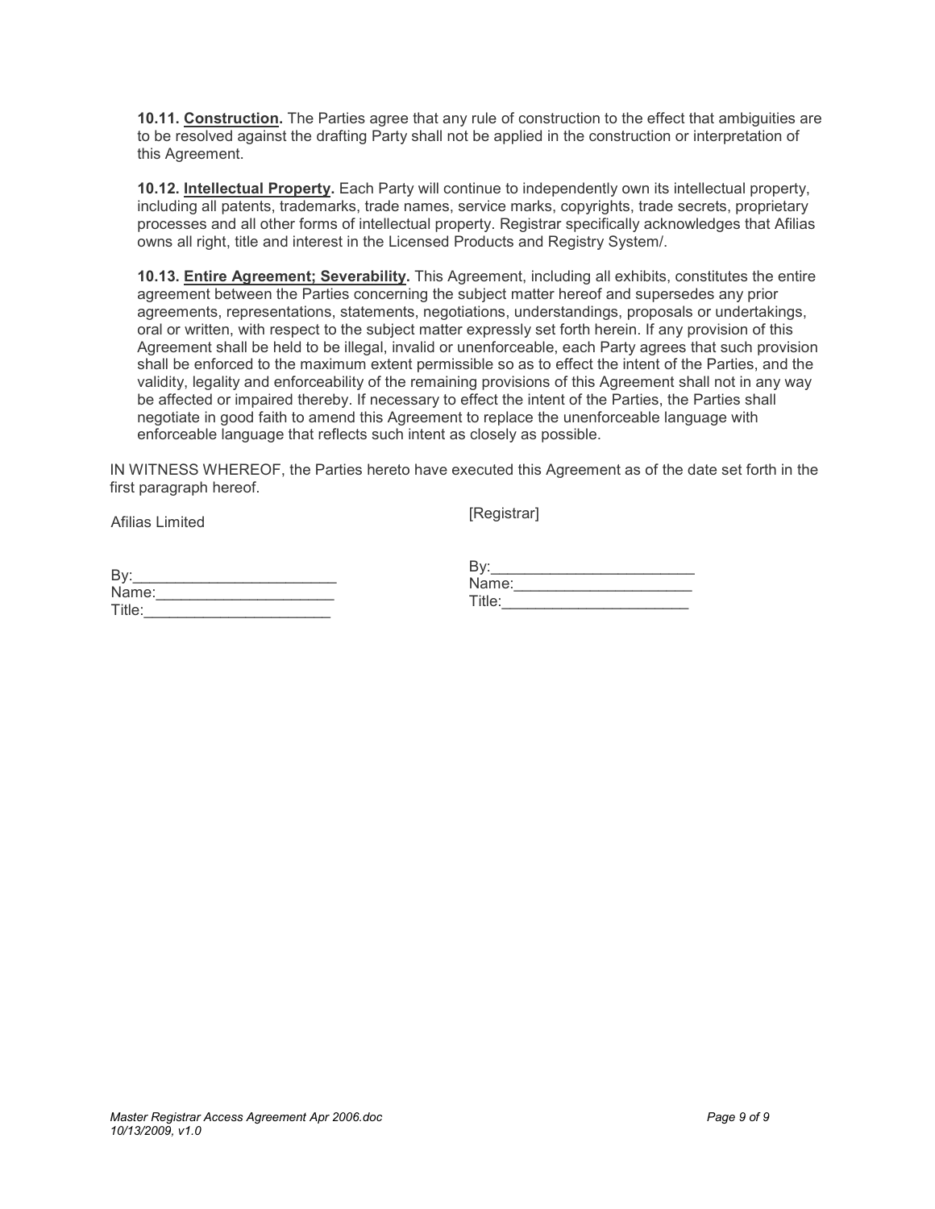**10.11. <u>Construction</u>.** The Parties agree that any rule of construction to the effect that ambiguities are to be resolved against the drafting Party shall not be applied in the construction or interpretation of this Agreement.

**10.12. <u>Intellectual Property</u>.** Each Party will continue to independently own its intellectual property, including all patents, trademarks, trade names, service marks, copyrights, trade secrets, proprietary processes and all other forms of intellectual property. Registrar specifically acknowledges that Afilias owns all right, title and interest in the Licensed Products and Registry System/.

**10.13. <u>Entire Agreement; Severability</u>.** This Agreement, including all exhibits, constitutes the entire agreement between the Parties concerning the subject matter hereof and supersedes any prior agreements, representations, statements, negotiations, understandings, proposals or undertakings, oral or written, with respect to the subject matter expressly set forth herein. If any provision of this Agreement shall be held to be illegal, invalid or unenforceable, each Party agrees that such provision shall be enforced to the maximum extent permissible so as to effect the intent of the Parties, and the validity, legality and enforceability of the remaining provisions of this Agreement shall not in any way be affected or impaired thereby. If necessary to effect the intent of the Parties, the Parties shall negotiate in good faith to amend this Agreement to replace the unenforceable language with enforceable language that reflects such intent as closely as possible.

IN WITNESS WHEREOF, the Parties hereto have executed this Agreement as of the date set forth in the first paragraph hereof.

Afilias Limited

By:________________________
Name:_____________________
Title:______________________

[Registrar]

By:________________________
Name:_____________________
Title:______________________